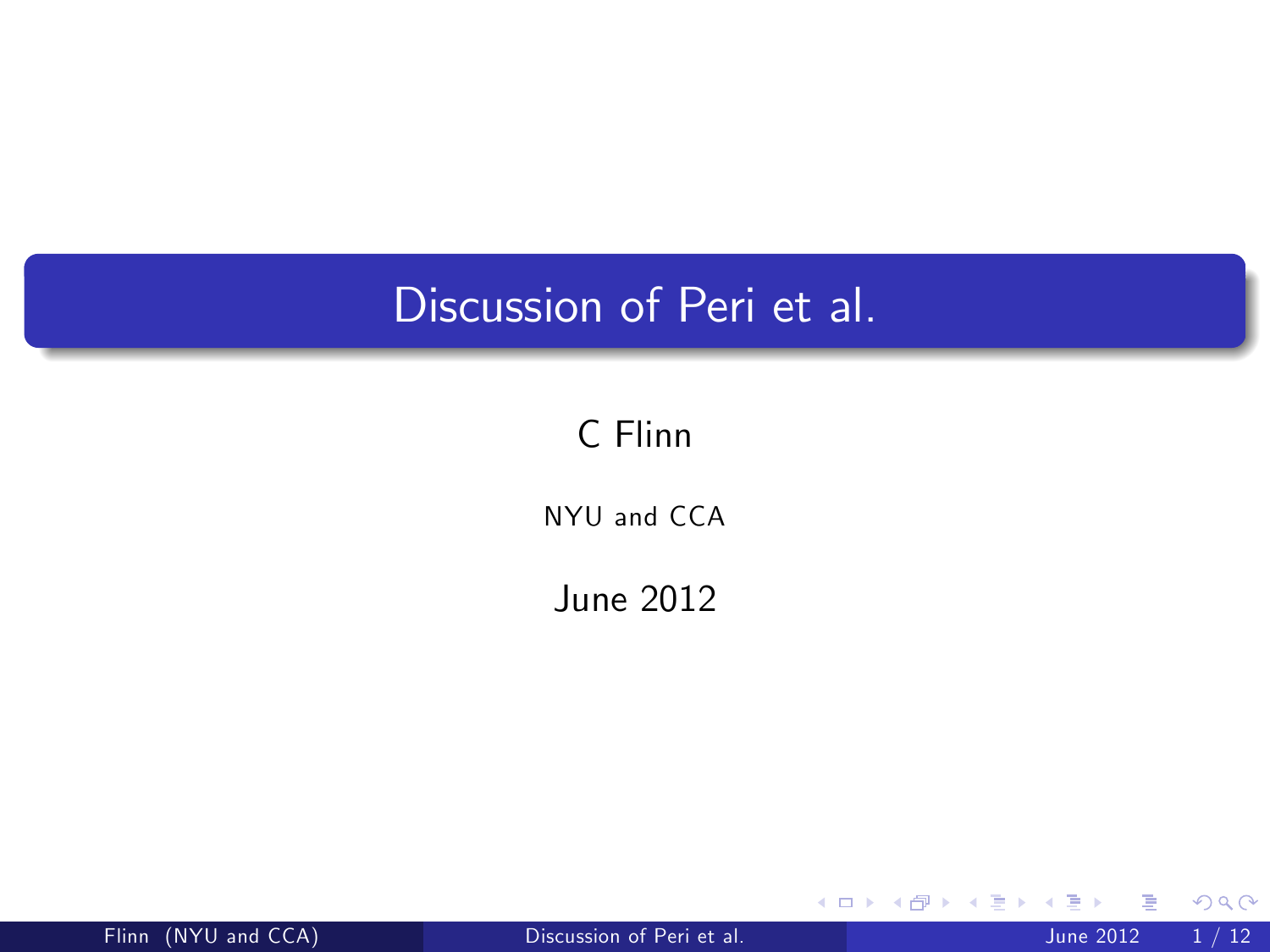# Discussion of Peri et al.

C Flinn

NYU and CCA

June 2012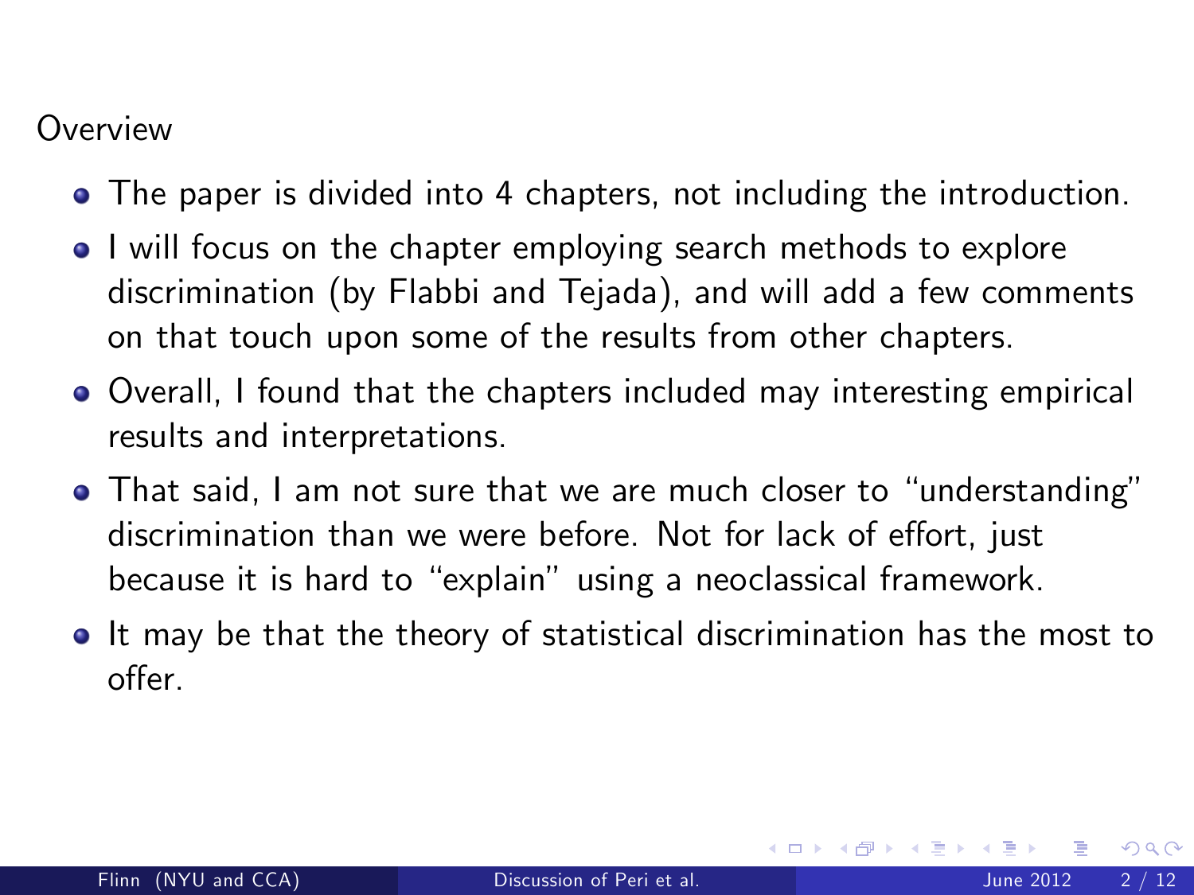Overview

- The paper is divided into 4 chapters, not including the introduction.
- I will focus on the chapter employing search methods to explore discrimination (by Flabbi and Tejada), and will add a few comments on that touch upon some of the results from other chapters.
- Overall, I found that the chapters included may interesting empirical results and interpretations.
- That said, I am not sure that we are much closer to "understanding" discrimination than we were before. Not for lack of effort, just because it is hard to "explain" using a neoclassical framework.
- It may be that the theory of statistical discrimination has the most to offer.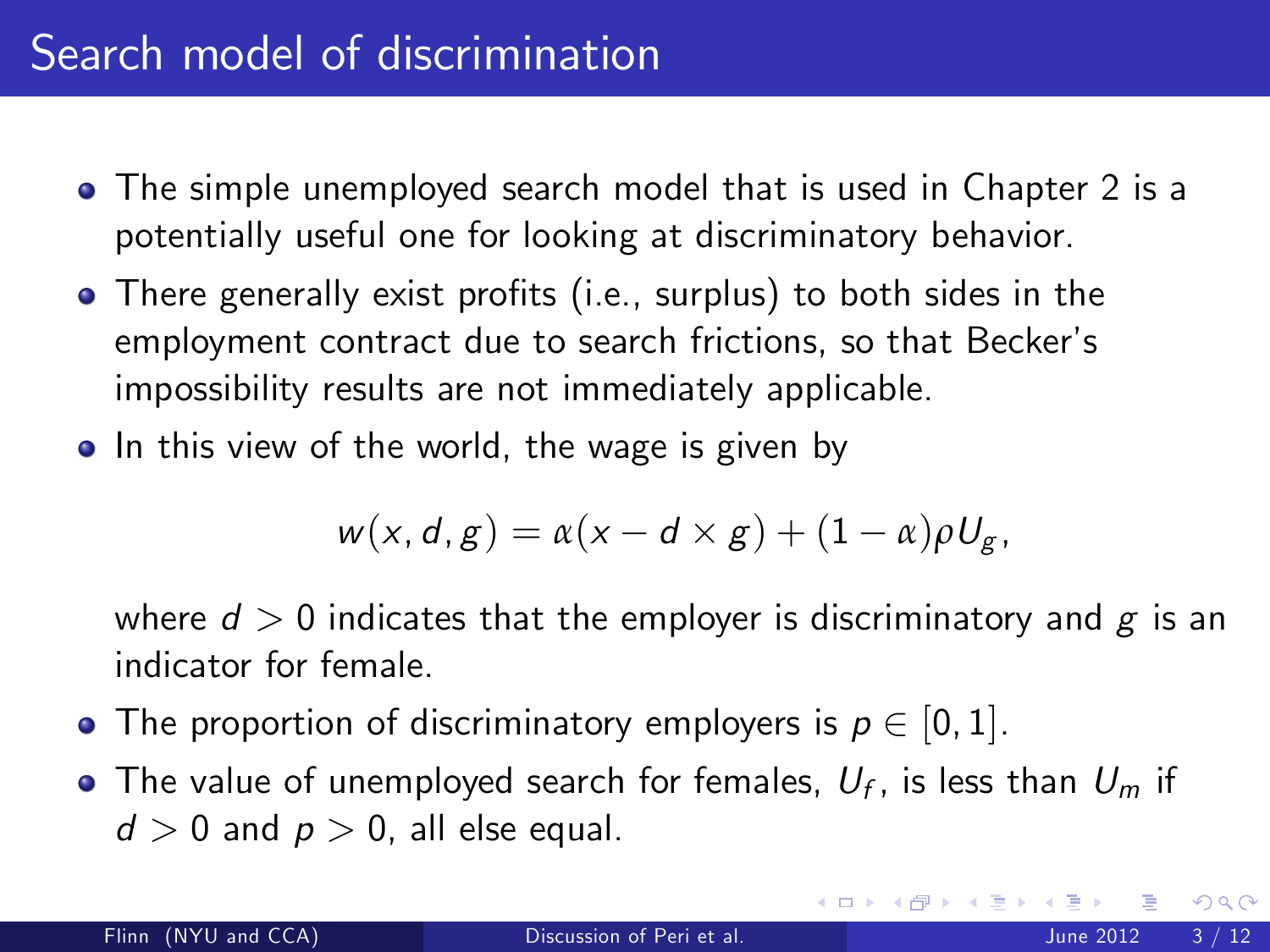# Search model of discrimination

- The simple unemployed search model that is used in Chapter 2 is a potentially useful one for looking at discriminatory behavior.
- There generally exist profits (i.e., surplus) to both sides in the employment contract due to search frictions, so that Becker's impossibility results are not immediately applicable.
- In this view of the world, the wage is given by

$$w(x, d, g) = \alpha(x - d \times g) + (1 - \alpha)\rho U_g,$$

  where $d > 0$ indicates that the employer is discriminatory and $g$ is an indicator for female.
- The proportion of discriminatory employers is $p \in [0, 1]$.
- The value of unemployed search for females, $U_f$, is less than $U_m$ if $d > 0$ and $p > 0$, all else equal.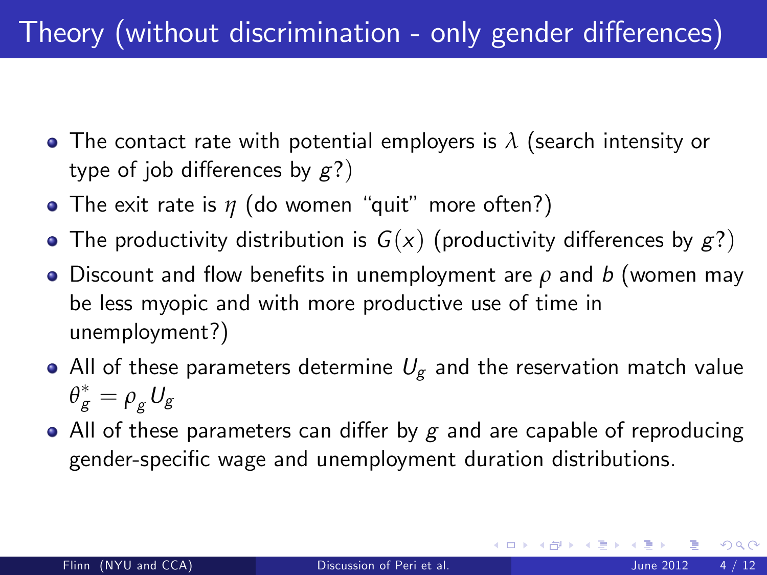# Theory (without discrimination - only gender differences)

- The contact rate with potential employers is $\lambda$ (search intensity or type of job differences by $g$?)
- The exit rate is $\eta$ (do women "quit" more often?)
- The productivity distribution is $G(x)$ (productivity differences by $g$?)
- Discount and flow benefits in unemployment are $\rho$ and $b$ (women may be less myopic and with more productive use of time in unemployment?)
- All of these parameters determine $U_g$ and the reservation match value $\theta_g^* = \rho_g U_g$
- All of these parameters can differ by $g$ and are capable of reproducing gender-specific wage and unemployment duration distributions.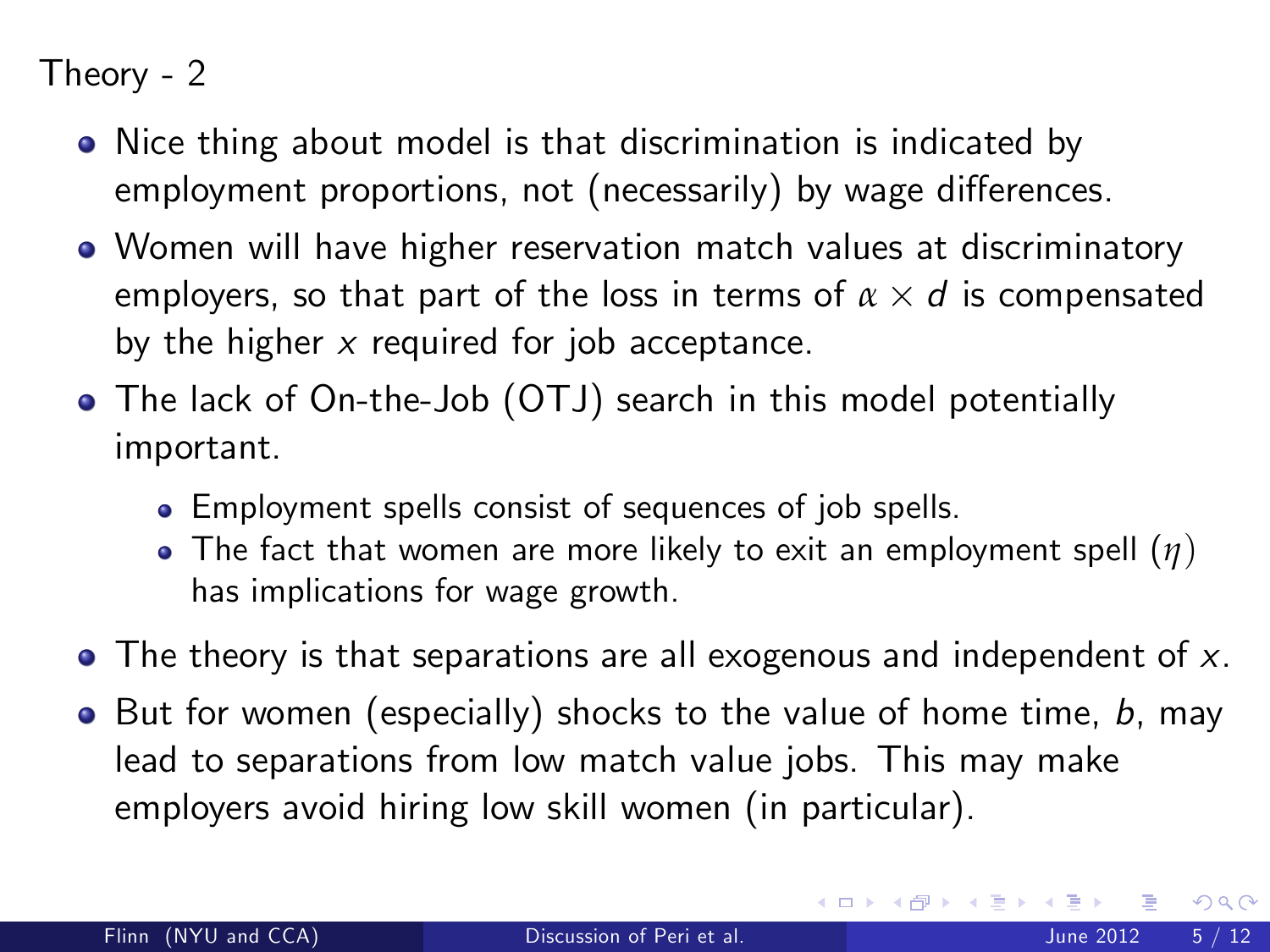# Theory - 2

- Nice thing about model is that discrimination is indicated by employment proportions, not (necessarily) by wage differences.
- Women will have higher reservation match values at discriminatory employers, so that part of the loss in terms of $\alpha \times d$ is compensated by the higher $x$ required for job acceptance.
- The lack of On-the-Job (OTJ) search in this model potentially important.
  - Employment spells consist of sequences of job spells.
  - The fact that women are more likely to exit an employment spell ($\eta$) has implications for wage growth.
- The theory is that separations are all exogenous and independent of $x$.
- But for women (especially) shocks to the value of home time, $b$, may lead to separations from low match value jobs. This may make employers avoid hiring low skill women (in particular).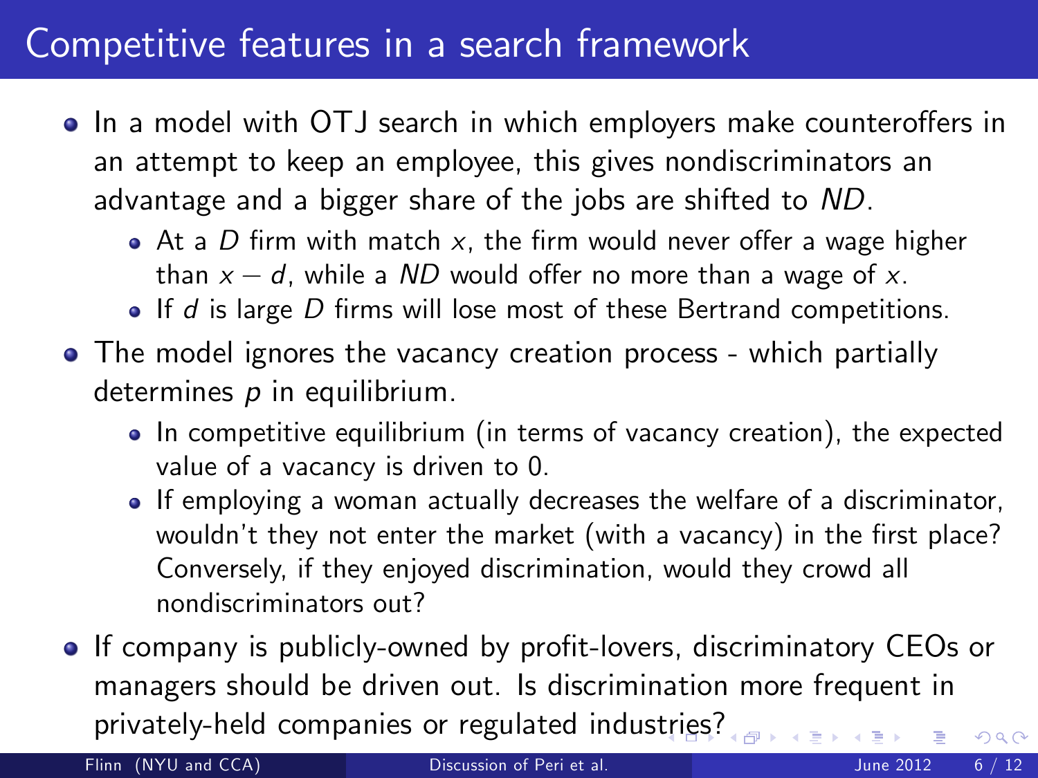# Competitive features in a search framework

- In a model with OTJ search in which employers make counteroffers in an attempt to keep an employee, this gives nondiscriminators an advantage and a bigger share of the jobs are shifted to $ND$.
  - At a $D$ firm with match $x$, the firm would never offer a wage higher than $x - d$, while a $ND$ would offer no more than a wage of $x$.
  - If $d$ is large $D$ firms will lose most of these Bertrand competitions.
- The model ignores the vacancy creation process - which partially determines $p$ in equilibrium.
  - In competitive equilibrium (in terms of vacancy creation), the expected value of a vacancy is driven to 0.
  - If employing a woman actually decreases the welfare of a discriminator, wouldn't they not enter the market (with a vacancy) in the first place? Conversely, if they enjoyed discrimination, would they crowd all nondiscriminators out?
- If company is publicly-owned by profit-lovers, discriminatory CEOs or managers should be driven out. Is discrimination more frequent in privately-held companies or regulated industries?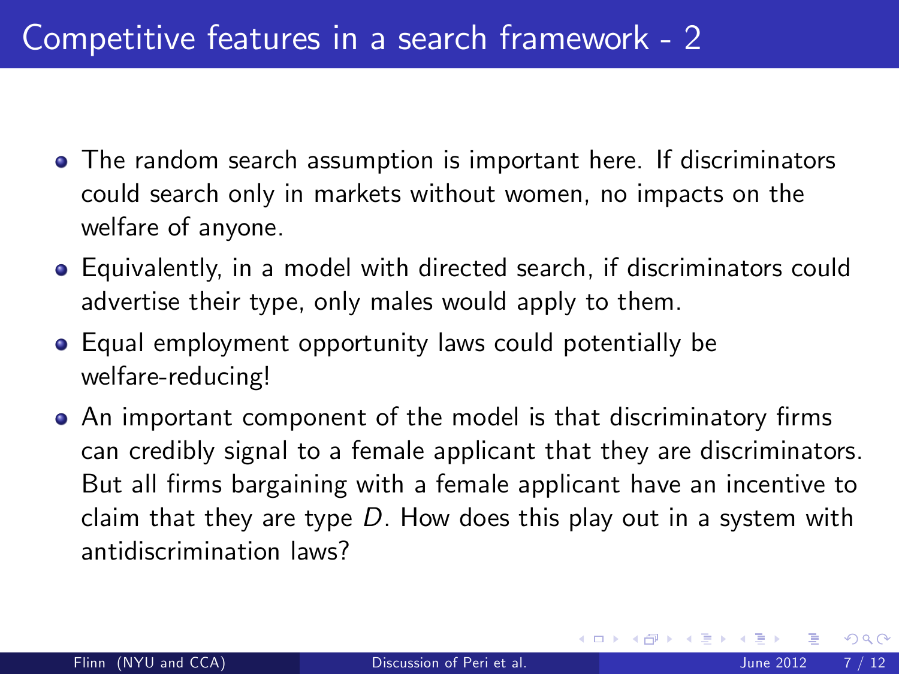# Competitive features in a search framework - 2

- The random search assumption is important here. If discriminators could search only in markets without women, no impacts on the welfare of anyone.
- Equivalently, in a model with directed search, if discriminators could advertise their type, only males would apply to them.
- Equal employment opportunity laws could potentially be welfare-reducing!
- An important component of the model is that discriminatory firms can credibly signal to a female applicant that they are discriminators. But all firms bargaining with a female applicant have an incentive to claim that they are type $D$. How does this play out in a system with antidiscrimination laws?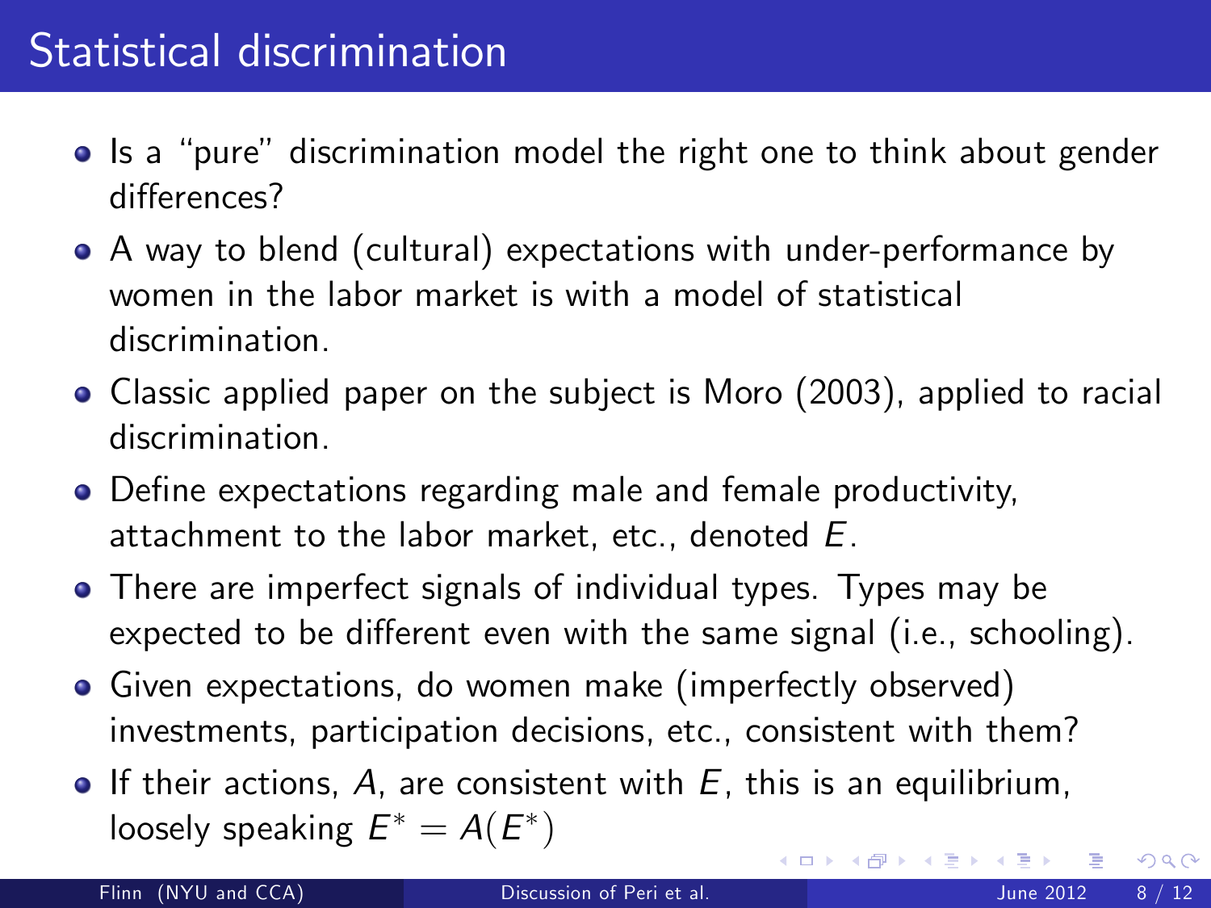# Statistical discrimination

- Is a "pure" discrimination model the right one to think about gender differences?
- A way to blend (cultural) expectations with under-performance by women in the labor market is with a model of statistical discrimination.
- Classic applied paper on the subject is Moro (2003), applied to racial discrimination.
- Define expectations regarding male and female productivity, attachment to the labor market, etc., denoted $E$.
- There are imperfect signals of individual types. Types may be expected to be different even with the same signal (i.e., schooling).
- Given expectations, do women make (imperfectly observed) investments, participation decisions, etc., consistent with them?
- If their actions, $A$, are consistent with $E$, this is an equilibrium, loosely speaking $E^* = A(E^*)$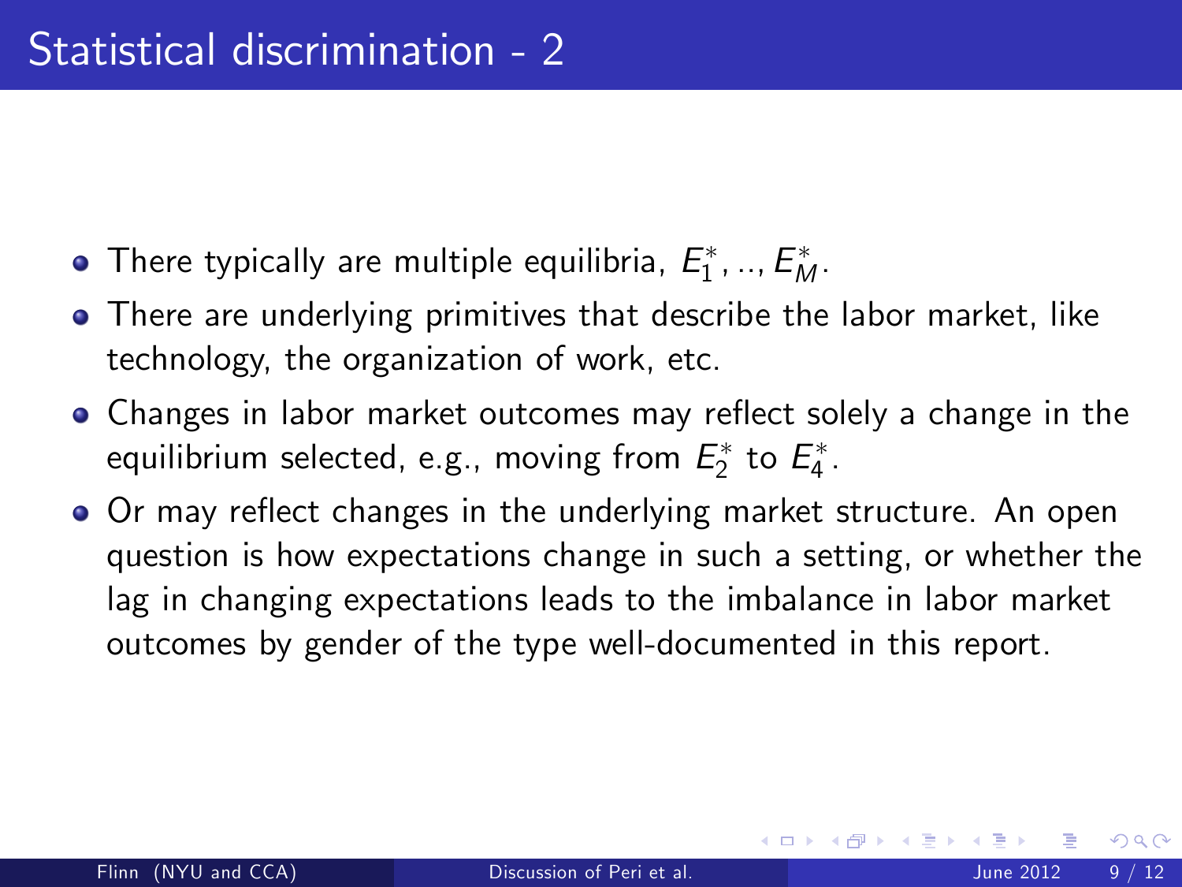# Statistical discrimination - 2

- There typically are multiple equilibria, $E_1^*, .., E_M^*$.
- There are underlying primitives that describe the labor market, like technology, the organization of work, etc.
- Changes in labor market outcomes may reflect solely a change in the equilibrium selected, e.g., moving from $E_2^*$ to $E_4^*$.
- Or may reflect changes in the underlying market structure. An open question is how expectations change in such a setting, or whether the lag in changing expectations leads to the imbalance in labor market outcomes by gender of the type well-documented in this report.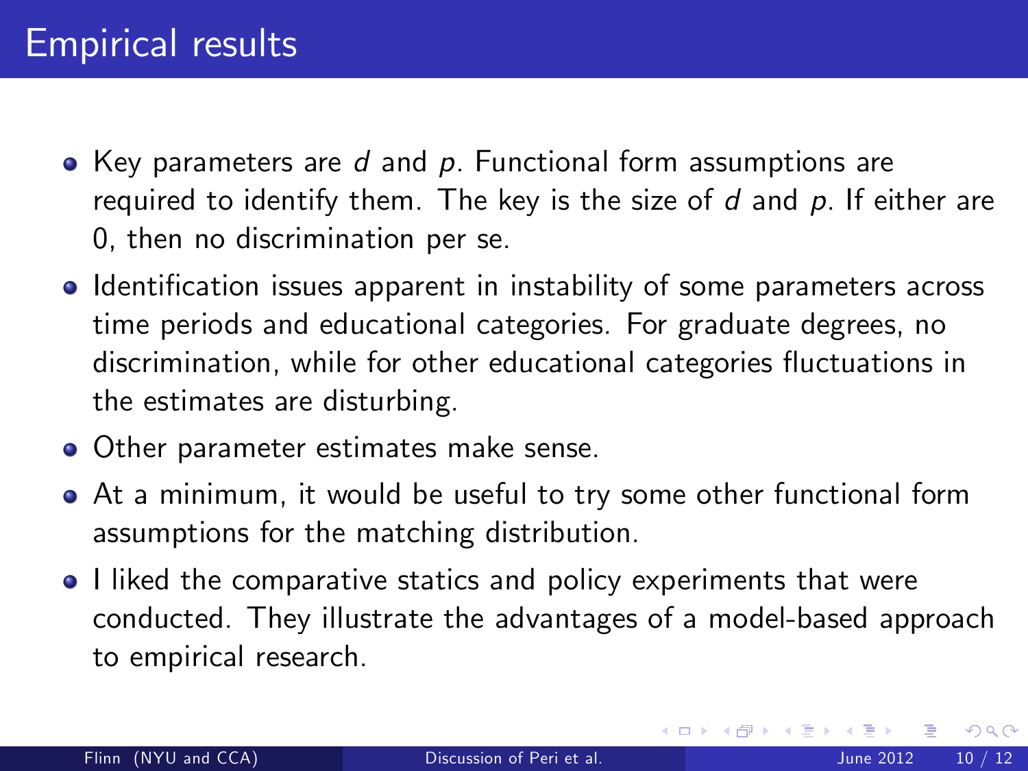# Empirical results

- Key parameters are $d$ and $p$. Functional form assumptions are required to identify them. The key is the size of $d$ and $p$. If either are 0, then no discrimination per se.
- Identification issues apparent in instability of some parameters across time periods and educational categories. For graduate degrees, no discrimination, while for other educational categories fluctuations in the estimates are disturbing.
- Other parameter estimates make sense.
- At a minimum, it would be useful to try some other functional form assumptions for the matching distribution.
- I liked the comparative statics and policy experiments that were conducted. They illustrate the advantages of a model-based approach to empirical research.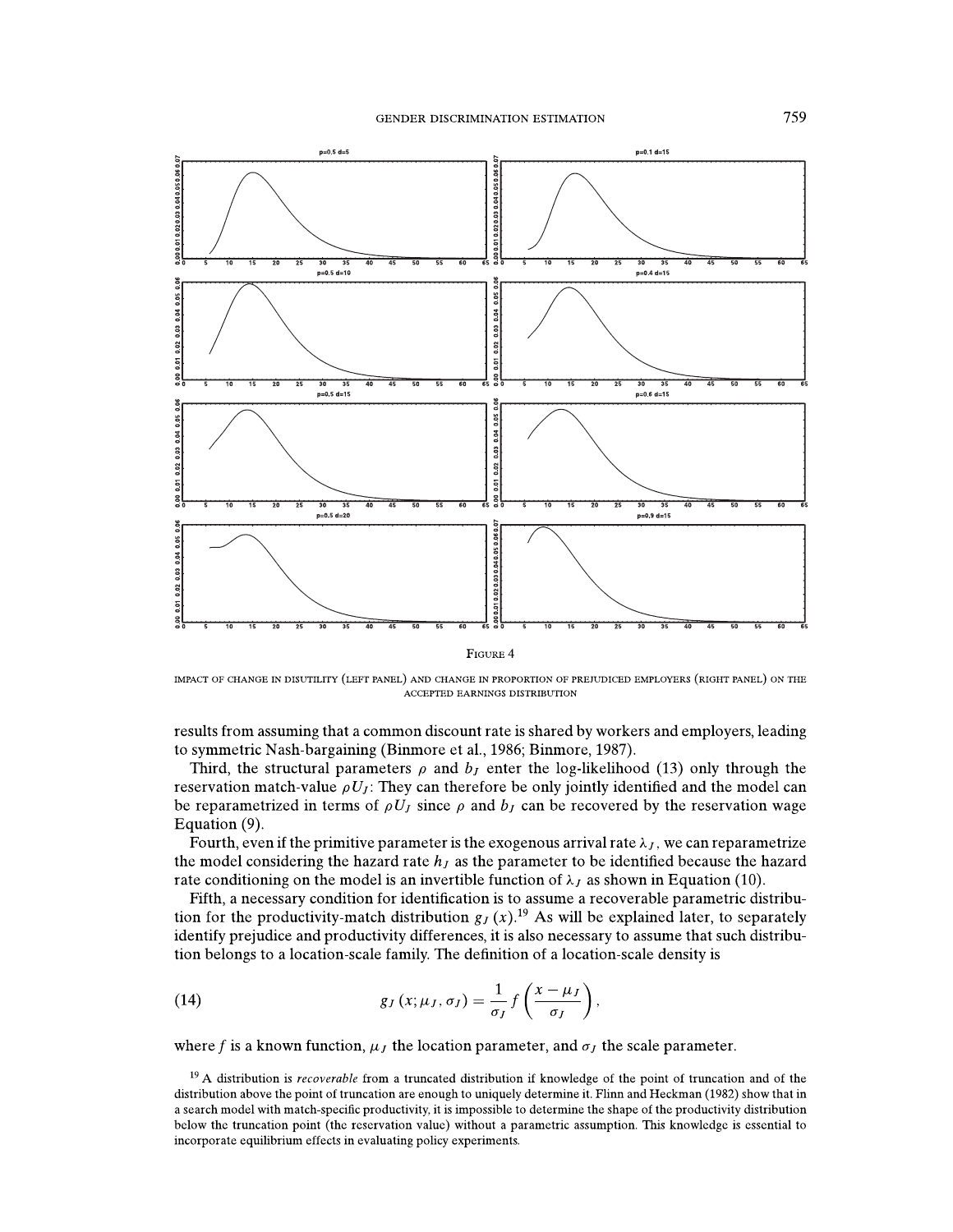FIGURE 4

IMPACT OF CHANGE IN DISUTILITY (LEFT PANEL) AND CHANGE IN PROPORTION OF PREJUDICED EMPLOYERS (RIGHT PANEL) ON THE ACCEPTED EARNINGS DISTRIBUTION

results from assuming that a common discount rate is shared by workers and employers, leading to symmetric Nash-bargaining (Binmore et al., 1986; Binmore, 1987).

Third, the structural parameters $\rho$ and $b_J$ enter the log-likelihood (13) only through the reservation match-value $\rho U_J$: They can therefore be only jointly identified and the model can be reparametrized in terms of $\rho U_J$ since $\rho$ and $b_J$ can be recovered by the reservation wage Equation (9).

Fourth, even if the primitive parameter is the exogenous arrival rate $\lambda_J$, we can reparametrize the model considering the hazard rate $h_J$ as the parameter to be identified because the hazard rate conditioning on the model is an invertible function of $\lambda_J$ as shown in Equation (10).

Fifth, a necessary condition for identification is to assume a recoverable parametric distribution for the productivity-match distribution $g_J(x)$.[19] As will be explained later, to separately identify prejudice and productivity differences, it is also necessary to assume that such distribution belongs to a location-scale family. The definition of a location-scale density is

$$g_J(x; \mu_J, \sigma_J) = \frac{1}{\sigma_J} f\left(\frac{x - \mu_J}{\sigma_J}\right), \tag{14}$$

where $f$ is a known function, $\mu_J$ the location parameter, and $\sigma_J$ the scale parameter.

[19] A distribution is *recoverable* from a truncated distribution if knowledge of the point of truncation and of the distribution above the point of truncation are enough to uniquely determine it. Flinn and Heckman (1982) show that in a search model with match-specific productivity, it is impossible to determine the shape of the productivity distribution below the truncation point (the reservation value) without a parametric assumption. This knowledge is essential to incorporate equilibrium effects in evaluating policy experiments.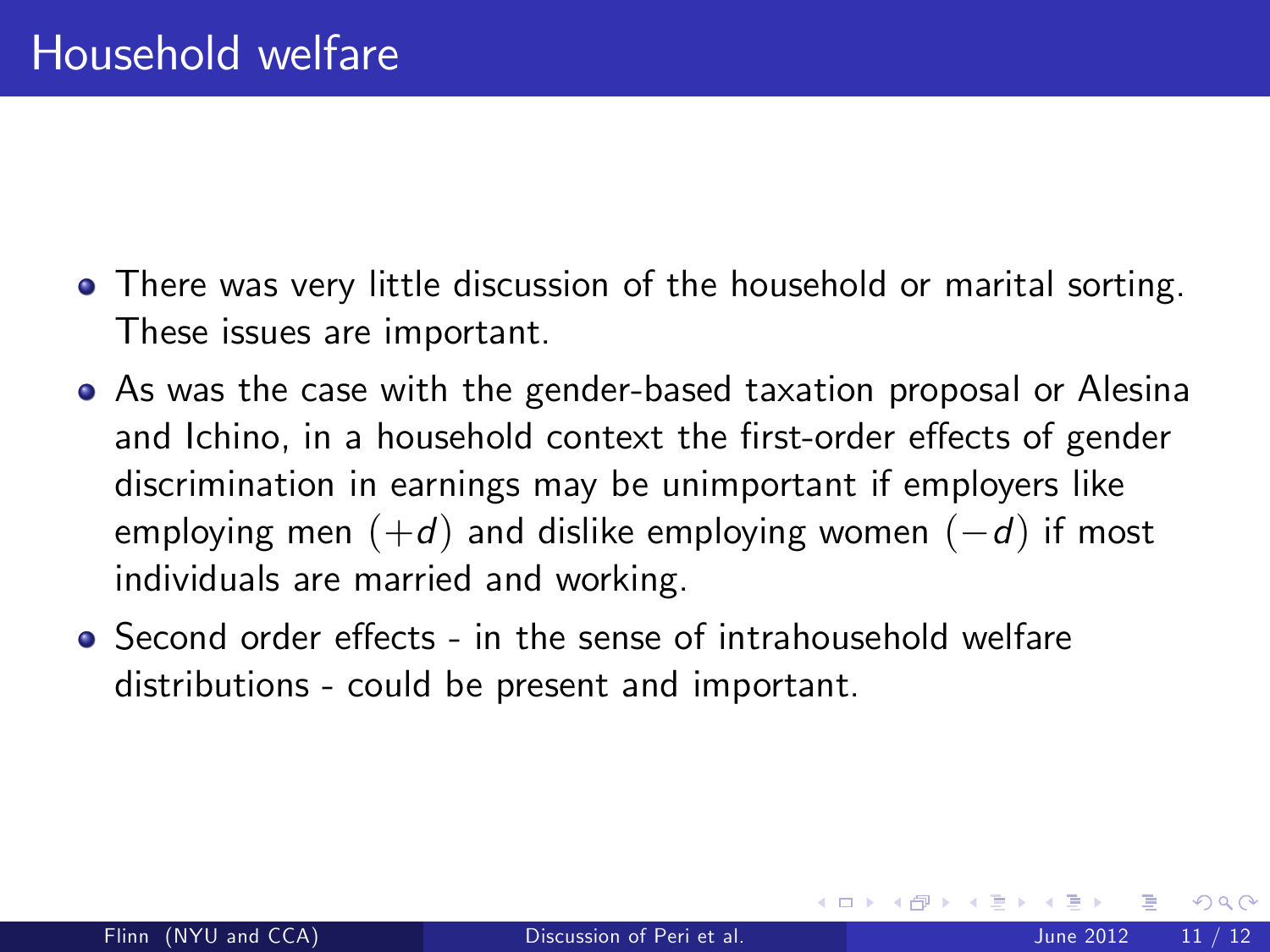# Household welfare

- There was very little discussion of the household or marital sorting. These issues are important.
- As was the case with the gender-based taxation proposal or Alesina and Ichino, in a household context the first-order effects of gender discrimination in earnings may be unimportant if employers like employing men $(+d)$ and dislike employing women $(-d)$ if most individuals are married and working.
- Second order effects - in the sense of intrahousehold welfare distributions - could be present and important.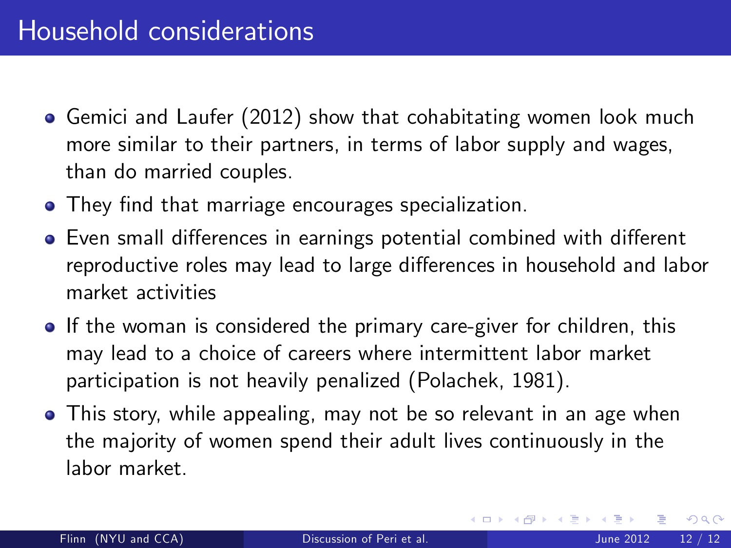# Household considerations

- Gemici and Laufer (2012) show that cohabitating women look much more similar to their partners, in terms of labor supply and wages, than do married couples.
- They find that marriage encourages specialization.
- Even small differences in earnings potential combined with different reproductive roles may lead to large differences in household and labor market activities
- If the woman is considered the primary care-giver for children, this may lead to a choice of careers where intermittent labor market participation is not heavily penalized (Polachek, 1981).
- This story, while appealing, may not be so relevant in an age when the majority of women spend their adult lives continuously in the labor market.